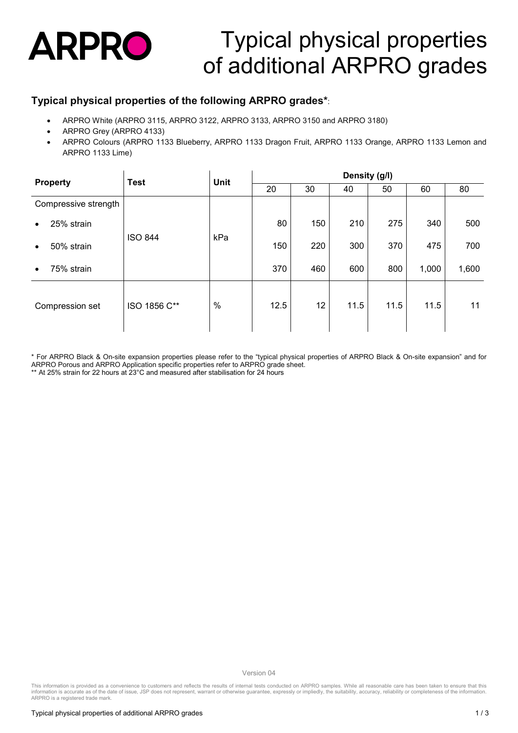# Typical physical properties of additional ARPRO grades

### Typical physical properties of the following ARPRO grades*:

- ARPRO White (ARPRO 3115, ARPRO 3122, ARPRO 3133, ARPRO 3150 and ARPRO 3180)
- ARPRO Grey (ARPRO 4133)
- ARPRO Colours (ARPRO 1133 Blueberry, ARPRO 1133 Dragon Fruit, ARPRO 1133 Orange, ARPRO 1133 Lemon and ARPRO 1133 Lime)

| Property | Test | Unit | Density (g/l) | | | | | |
|---|---|---|---|---|---|---|---|---|
| | | | 20 | 30 | 40 | 50 | 60 | 80 |
| Compressive strength | | | | | | | | |
| • 25% strain | ISO 844 | kPa | 80 | 150 | 210 | 275 | 340 | 500 |
| • 50% strain | ISO 844 | kPa | 150 | 220 | 300 | 370 | 475 | 700 |
| • 75% strain | ISO 844 | kPa | 370 | 460 | 600 | 800 | 1,000 | 1,600 |
| Compression set | ISO 1856 C** | % | 12.5 | 12 | 11.5 | 11.5 | 11.5 | 11 |

* For ARPRO Black & On-site expansion properties please refer to the "typical physical properties of ARPRO Black & On-site expansion" and for ARPRO Porous and ARPRO Application specific properties refer to ARPRO grade sheet.
** At 25% strain for 22 hours at 23°C and measured after stabilisation for 24 hours

Version 04

This information is provided as a convenience to customers and reflects the results of internal tests conducted on ARPRO samples. While all reasonable care has been taken to ensure that this information is accurate as of the date of issue, JSP does not represent, warrant or otherwise guarantee, expressly or impliedly, the suitability, accuracy, reliability or completeness of the information. ARPRO is a registered trade mark.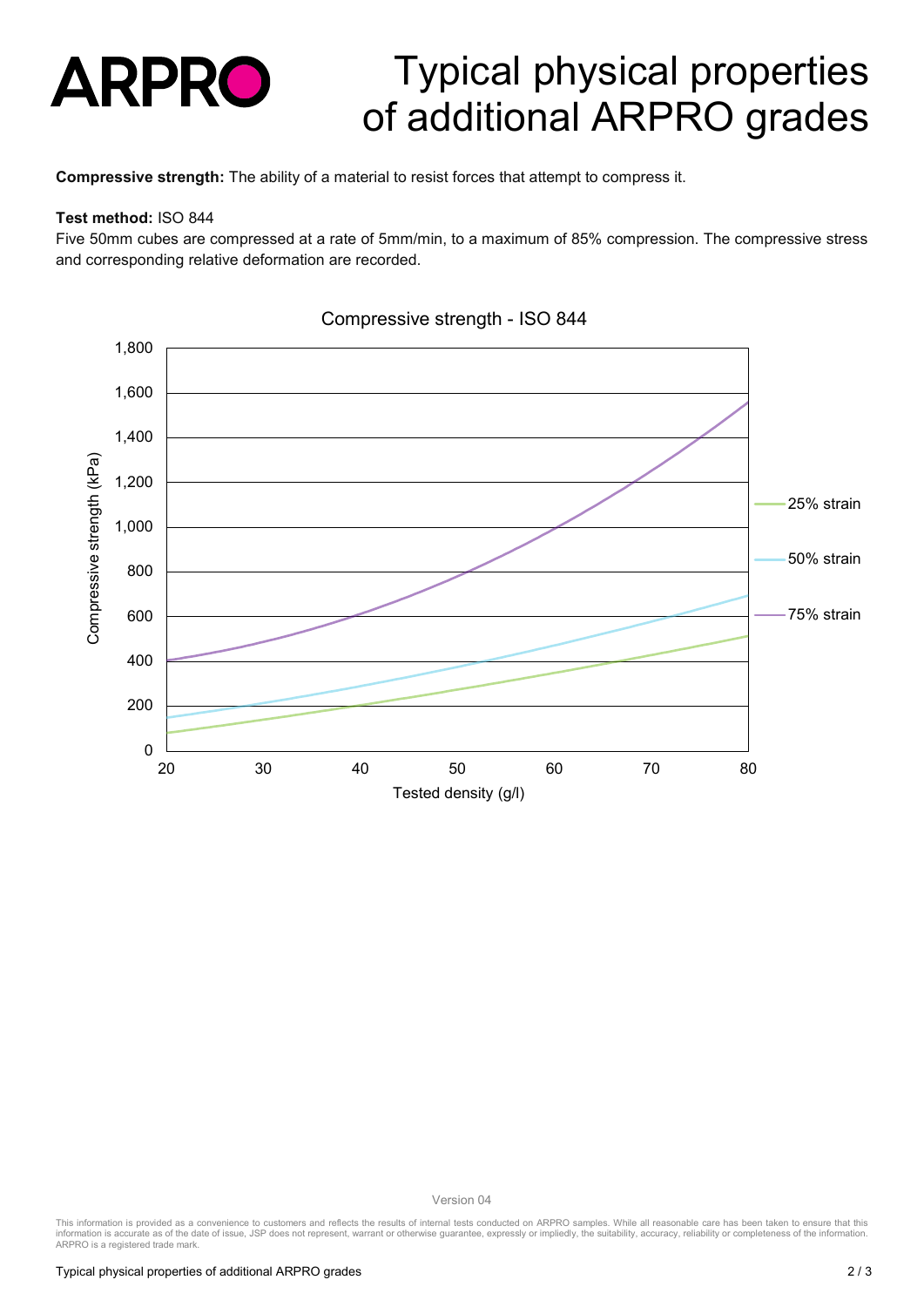# Typical physical properties of additional ARPRO grades

**Compressive strength:** The ability of a material to resist forces that attempt to compress it.

**Test method:** ISO 844

Five 50mm cubes are compressed at a rate of 5mm/min, to a maximum of 85% compression. The compressive stress and corresponding relative deformation are recorded.

Compressive strength - ISO 844

Version 04

This information is provided as a convenience to customers and reflects the results of internal tests conducted on ARPRO samples. While all reasonable care has been taken to ensure that this information is accurate as of the date of issue, JSP does not represent, warrant or otherwise guarantee, expressly or impliedly, the suitability, accuracy, reliability or completeness of the information. ARPRO is a registered trade mark.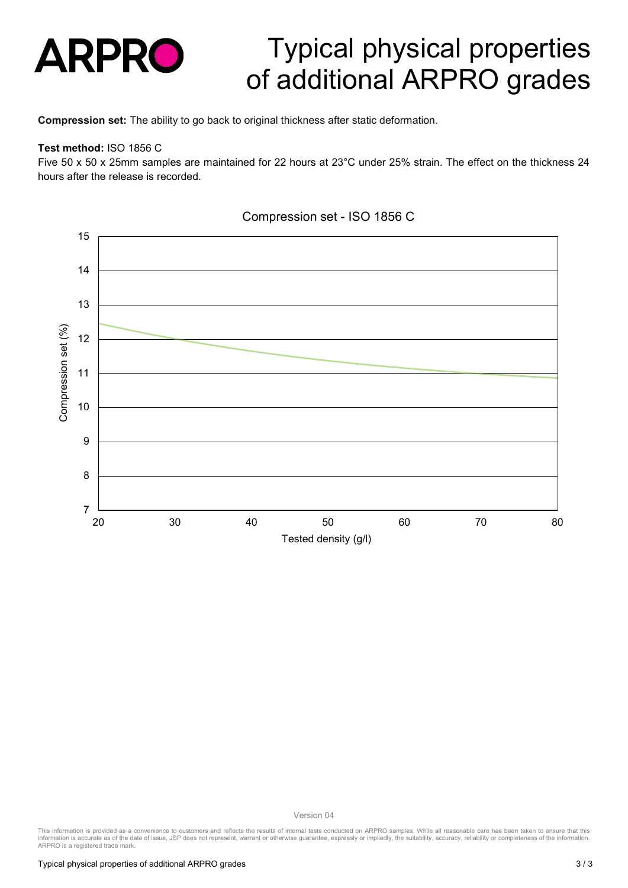# Typical physical properties of additional ARPRO grades

**Compression set:** The ability to go back to original thickness after static deformation.

**Test method:** ISO 1856 C

Five 50 x 50 x 25mm samples are maintained for 22 hours at 23°C under 25% strain. The effect on the thickness 24 hours after the release is recorded.

Compression set - ISO 1856 C

Compression set (%)

15
14
13
12
11
10
9
8
7

20 30 40 50 60 70 80

Tested density (g/l)

Version 04

This information is provided as a convenience to customers and reflects the results of internal tests conducted on ARPRO samples. While all reasonable care has been taken to ensure that this information is accurate as of the date of issue, JSP does not represent, warrant or otherwise guarantee, expressly or impliedly, the suitability, accuracy, reliability or completeness of the information. ARPRO is a registered trade mark.